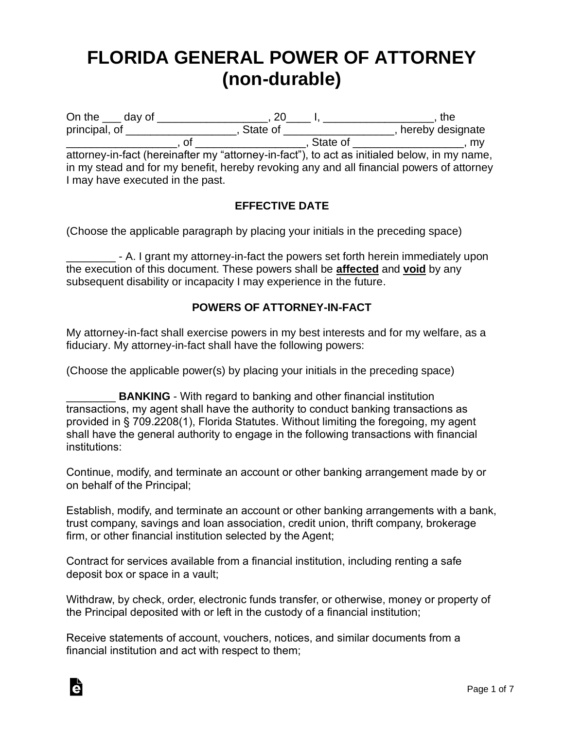# FLORIDA GENERAL POWER OF ATTORNEY (non-durable)

On the ___ day of _________________, 20____ I, _________________, the principal, of _________________, State of _________________, hereby designate _________________, of _________________, State of _________________, my attorney-in-fact (hereinafter my "attorney-in-fact"), to act as initialed below, in my name, in my stead and for my benefit, hereby revoking any and all financial powers of attorney I may have executed in the past.

### EFFECTIVE DATE

(Choose the applicable paragraph by placing your initials in the preceding space)

________ - A. I grant my attorney-in-fact the powers set forth herein immediately upon the execution of this document. These powers shall be **affected** and **void** by any subsequent disability or incapacity I may experience in the future.

### POWERS OF ATTORNEY-IN-FACT

My attorney-in-fact shall exercise powers in my best interests and for my welfare, as a fiduciary. My attorney-in-fact shall have the following powers:

(Choose the applicable power(s) by placing your initials in the preceding space)

________ **BANKING** - With regard to banking and other financial institution transactions, my agent shall have the authority to conduct banking transactions as provided in § 709.2208(1), Florida Statutes. Without limiting the foregoing, my agent shall have the general authority to engage in the following transactions with financial institutions:

Continue, modify, and terminate an account or other banking arrangement made by or on behalf of the Principal;

Establish, modify, and terminate an account or other banking arrangements with a bank, trust company, savings and loan association, credit union, thrift company, brokerage firm, or other financial institution selected by the Agent;

Contract for services available from a financial institution, including renting a safe deposit box or space in a vault;

Withdraw, by check, order, electronic funds transfer, or otherwise, money or property of the Principal deposited with or left in the custody of a financial institution;

Receive statements of account, vouchers, notices, and similar documents from a financial institution and act with respect to them;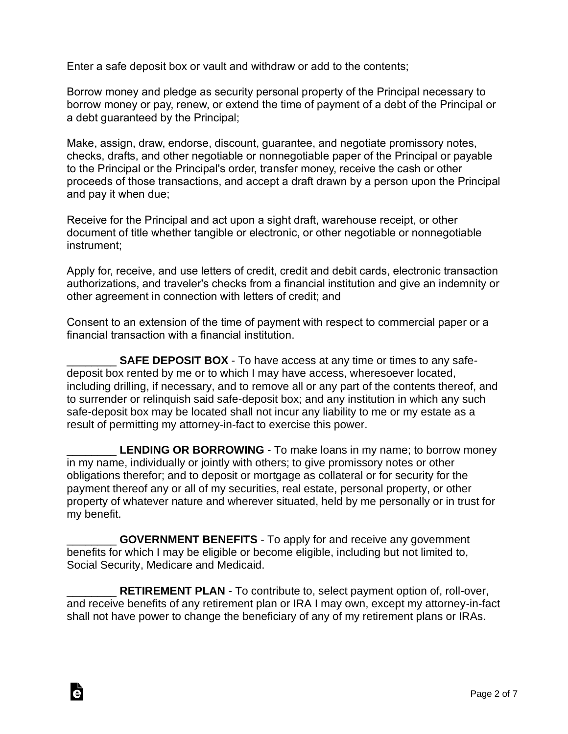Enter a safe deposit box or vault and withdraw or add to the contents;

Borrow money and pledge as security personal property of the Principal necessary to borrow money or pay, renew, or extend the time of payment of a debt of the Principal or a debt guaranteed by the Principal;

Make, assign, draw, endorse, discount, guarantee, and negotiate promissory notes, checks, drafts, and other negotiable or nonnegotiable paper of the Principal or payable to the Principal or the Principal's order, transfer money, receive the cash or other proceeds of those transactions, and accept a draft drawn by a person upon the Principal and pay it when due;

Receive for the Principal and act upon a sight draft, warehouse receipt, or other document of title whether tangible or electronic, or other negotiable or nonnegotiable instrument;

Apply for, receive, and use letters of credit, credit and debit cards, electronic transaction authorizations, and traveler's checks from a financial institution and give an indemnity or other agreement in connection with letters of credit; and

Consent to an extension of the time of payment with respect to commercial paper or a financial transaction with a financial institution.

________ **SAFE DEPOSIT BOX** - To have access at any time or times to any safe-deposit box rented by me or to which I may have access, wheresoever located, including drilling, if necessary, and to remove all or any part of the contents thereof, and to surrender or relinquish said safe-deposit box; and any institution in which any such safe-deposit box may be located shall not incur any liability to me or my estate as a result of permitting my attorney-in-fact to exercise this power.

________ **LENDING OR BORROWING** - To make loans in my name; to borrow money in my name, individually or jointly with others; to give promissory notes or other obligations therefor; and to deposit or mortgage as collateral or for security for the payment thereof any or all of my securities, real estate, personal property, or other property of whatever nature and wherever situated, held by me personally or in trust for my benefit.

________ **GOVERNMENT BENEFITS** - To apply for and receive any government benefits for which I may be eligible or become eligible, including but not limited to, Social Security, Medicare and Medicaid.

________ **RETIREMENT PLAN** - To contribute to, select payment option of, roll-over, and receive benefits of any retirement plan or IRA I may own, except my attorney-in-fact shall not have power to change the beneficiary of any of my retirement plans or IRAs.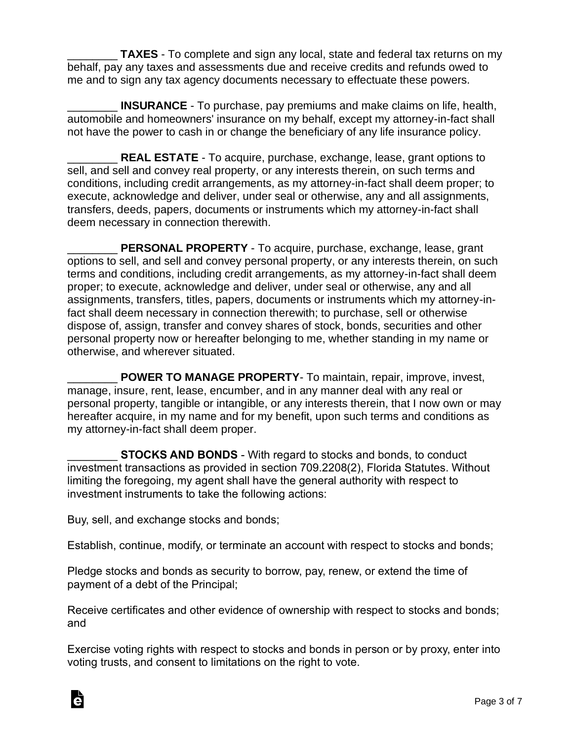________ **TAXES** - To complete and sign any local, state and federal tax returns on my behalf, pay any taxes and assessments due and receive credits and refunds owed to me and to sign any tax agency documents necessary to effectuate these powers.

________ **INSURANCE** - To purchase, pay premiums and make claims on life, health, automobile and homeowners' insurance on my behalf, except my attorney-in-fact shall not have the power to cash in or change the beneficiary of any life insurance policy.

________ **REAL ESTATE** - To acquire, purchase, exchange, lease, grant options to sell, and sell and convey real property, or any interests therein, on such terms and conditions, including credit arrangements, as my attorney-in-fact shall deem proper; to execute, acknowledge and deliver, under seal or otherwise, any and all assignments, transfers, deeds, papers, documents or instruments which my attorney-in-fact shall deem necessary in connection therewith.

________ **PERSONAL PROPERTY** - To acquire, purchase, exchange, lease, grant options to sell, and sell and convey personal property, or any interests therein, on such terms and conditions, including credit arrangements, as my attorney-in-fact shall deem proper; to execute, acknowledge and deliver, under seal or otherwise, any and all assignments, transfers, titles, papers, documents or instruments which my attorney-in-fact shall deem necessary in connection therewith; to purchase, sell or otherwise dispose of, assign, transfer and convey shares of stock, bonds, securities and other personal property now or hereafter belonging to me, whether standing in my name or otherwise, and wherever situated.

________ **POWER TO MANAGE PROPERTY**- To maintain, repair, improve, invest, manage, insure, rent, lease, encumber, and in any manner deal with any real or personal property, tangible or intangible, or any interests therein, that I now own or may hereafter acquire, in my name and for my benefit, upon such terms and conditions as my attorney-in-fact shall deem proper.

________ **STOCKS AND BONDS** - With regard to stocks and bonds, to conduct investment transactions as provided in section 709.2208(2), Florida Statutes. Without limiting the foregoing, my agent shall have the general authority with respect to investment instruments to take the following actions:

Buy, sell, and exchange stocks and bonds;

Establish, continue, modify, or terminate an account with respect to stocks and bonds;

Pledge stocks and bonds as security to borrow, pay, renew, or extend the time of payment of a debt of the Principal;

Receive certificates and other evidence of ownership with respect to stocks and bonds; and

Exercise voting rights with respect to stocks and bonds in person or by proxy, enter into voting trusts, and consent to limitations on the right to vote.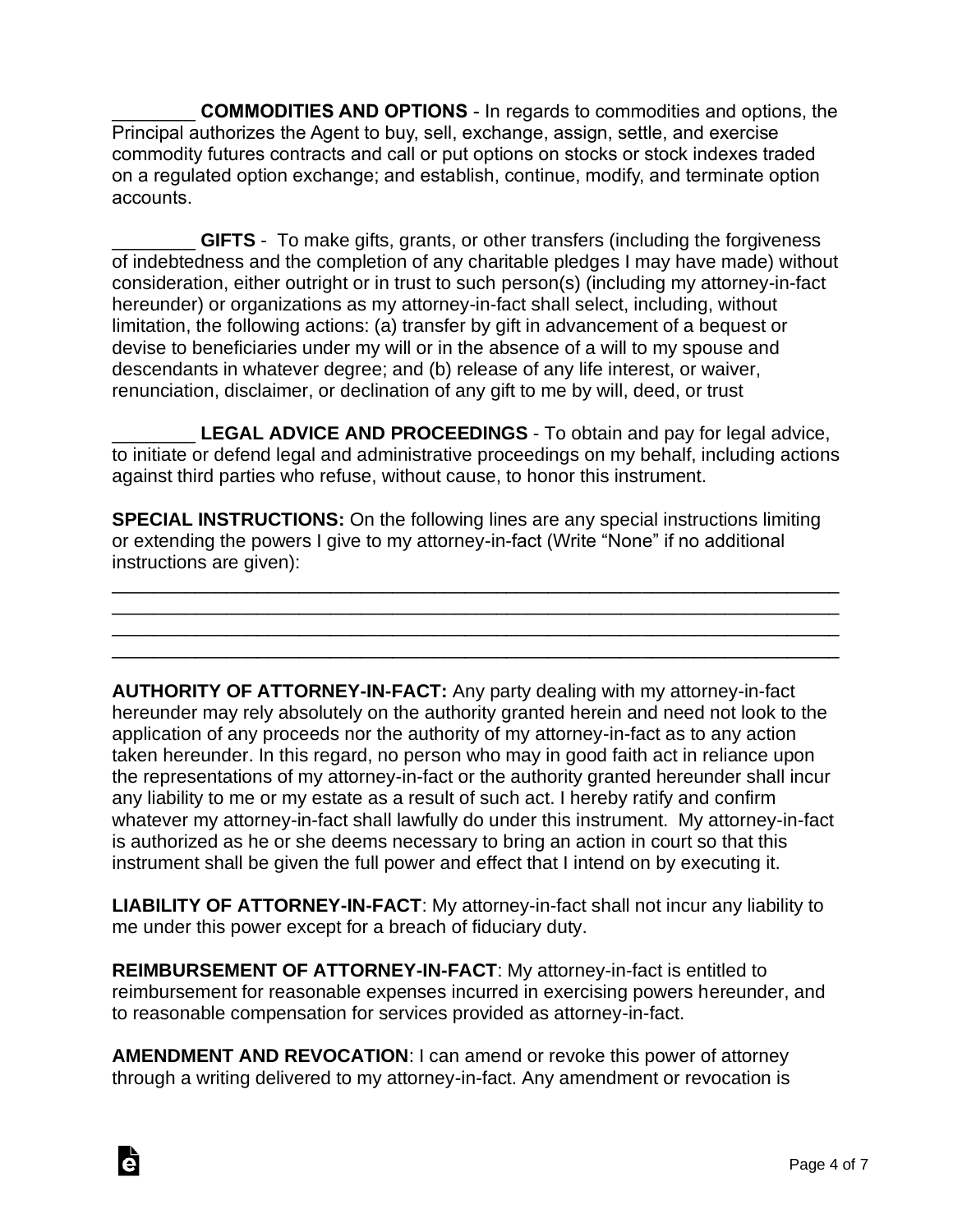________ **COMMODITIES AND OPTIONS** - In regards to commodities and options, the Principal authorizes the Agent to buy, sell, exchange, assign, settle, and exercise commodity futures contracts and call or put options on stocks or stock indexes traded on a regulated option exchange; and establish, continue, modify, and terminate option accounts.

________ **GIFTS** - To make gifts, grants, or other transfers (including the forgiveness of indebtedness and the completion of any charitable pledges I may have made) without consideration, either outright or in trust to such person(s) (including my attorney-in-fact hereunder) or organizations as my attorney-in-fact shall select, including, without limitation, the following actions: (a) transfer by gift in advancement of a bequest or devise to beneficiaries under my will or in the absence of a will to my spouse and descendants in whatever degree; and (b) release of any life interest, or waiver, renunciation, disclaimer, or declination of any gift to me by will, deed, or trust

________ **LEGAL ADVICE AND PROCEEDINGS** - To obtain and pay for legal advice, to initiate or defend legal and administrative proceedings on my behalf, including actions against third parties who refuse, without cause, to honor this instrument.

**SPECIAL INSTRUCTIONS:** On the following lines are any special instructions limiting or extending the powers I give to my attorney-in-fact (Write "None" if no additional instructions are given):

______________________________________________________________________
______________________________________________________________________
______________________________________________________________________
______________________________________________________________________

**AUTHORITY OF ATTORNEY-IN-FACT:** Any party dealing with my attorney-in-fact hereunder may rely absolutely on the authority granted herein and need not look to the application of any proceeds nor the authority of my attorney-in-fact as to any action taken hereunder. In this regard, no person who may in good faith act in reliance upon the representations of my attorney-in-fact or the authority granted hereunder shall incur any liability to me or my estate as a result of such act. I hereby ratify and confirm whatever my attorney-in-fact shall lawfully do under this instrument. My attorney-in-fact is authorized as he or she deems necessary to bring an action in court so that this instrument shall be given the full power and effect that I intend on by executing it.

**LIABILITY OF ATTORNEY-IN-FACT**: My attorney-in-fact shall not incur any liability to me under this power except for a breach of fiduciary duty.

**REIMBURSEMENT OF ATTORNEY-IN-FACT**: My attorney-in-fact is entitled to reimbursement for reasonable expenses incurred in exercising powers hereunder, and to reasonable compensation for services provided as attorney-in-fact.

**AMENDMENT AND REVOCATION**: I can amend or revoke this power of attorney through a writing delivered to my attorney-in-fact. Any amendment or revocation is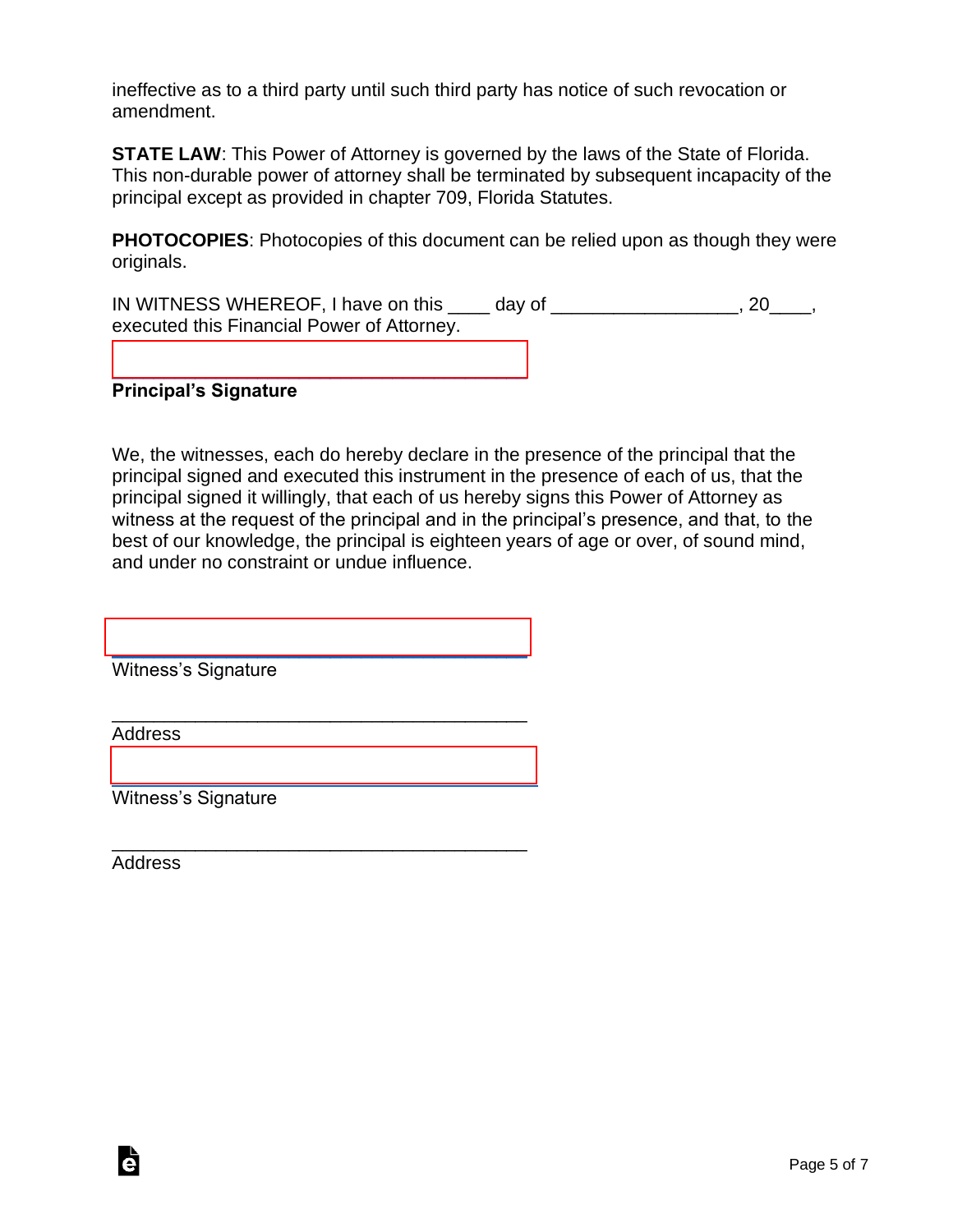ineffective as to a third party until such third party has notice of such revocation or amendment.

**STATE LAW**: This Power of Attorney is governed by the laws of the State of Florida. This non-durable power of attorney shall be terminated by subsequent incapacity of the principal except as provided in chapter 709, Florida Statutes.

**PHOTOCOPIES**: Photocopies of this document can be relied upon as though they were originals.

IN WITNESS WHEREOF, I have on this ____ day of __________________, 20____, executed this Financial Power of Attorney.

_______________________________________
**Principal's Signature**

We, the witnesses, each do hereby declare in the presence of the principal that the principal signed and executed this instrument in the presence of each of us, that the principal signed it willingly, that each of us hereby signs this Power of Attorney as witness at the request of the principal and in the principal's presence, and that, to the best of our knowledge, the principal is eighteen years of age or over, of sound mind, and under no constraint or undue influence.

_______________________________________
Witness's Signature

_______________________________________
Address

_______________________________________
Witness's Signature

_______________________________________
Address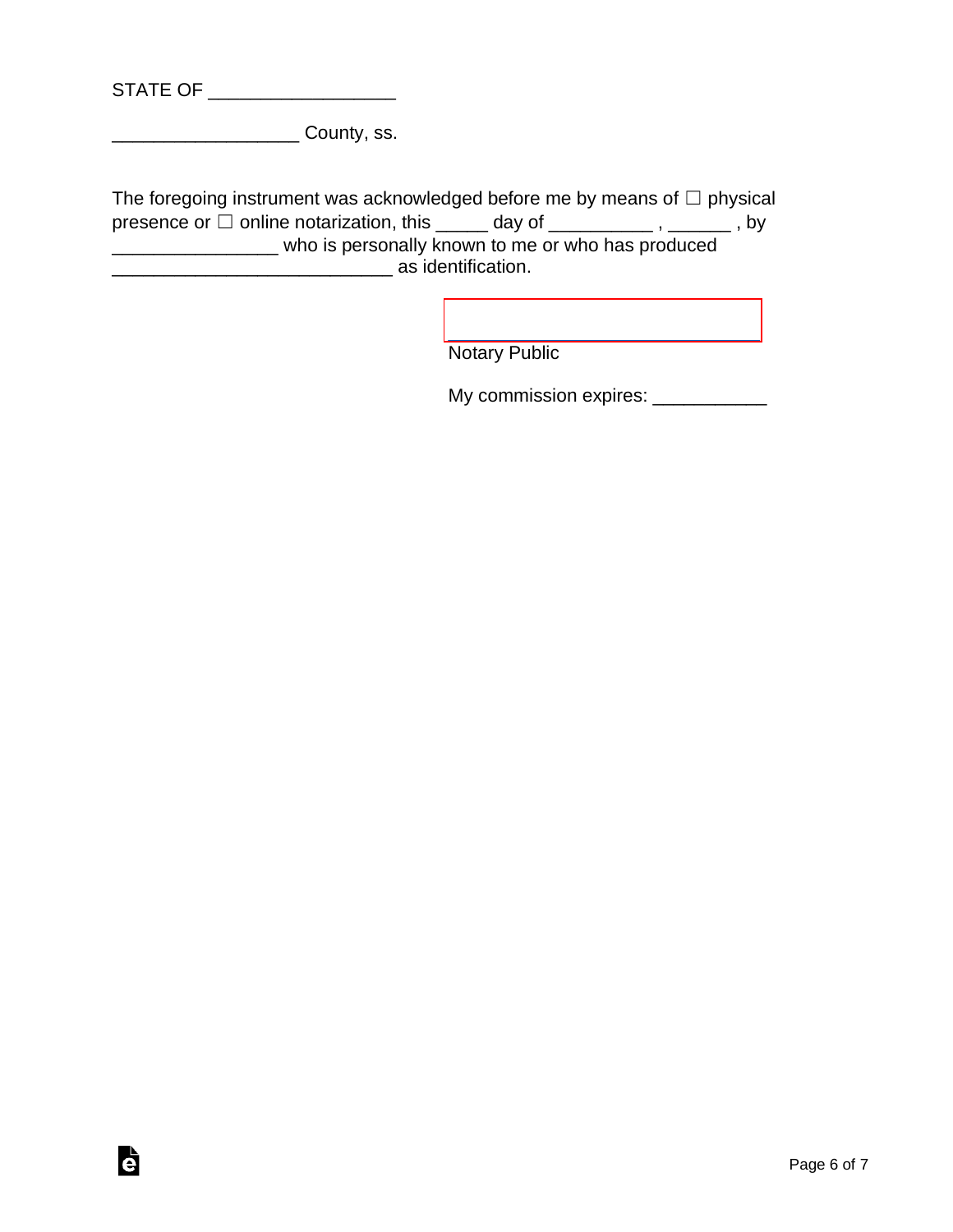STATE OF _________________

_________________ County, ss.

The foregoing instrument was acknowledged before me by means of ☐ physical presence or ☐ online notarization, this _____ day of __________ , ______ , by ________________ who is personally known to me or who has produced ___________________________ as identification.

_____________________________
Notary Public

My commission expires: ___________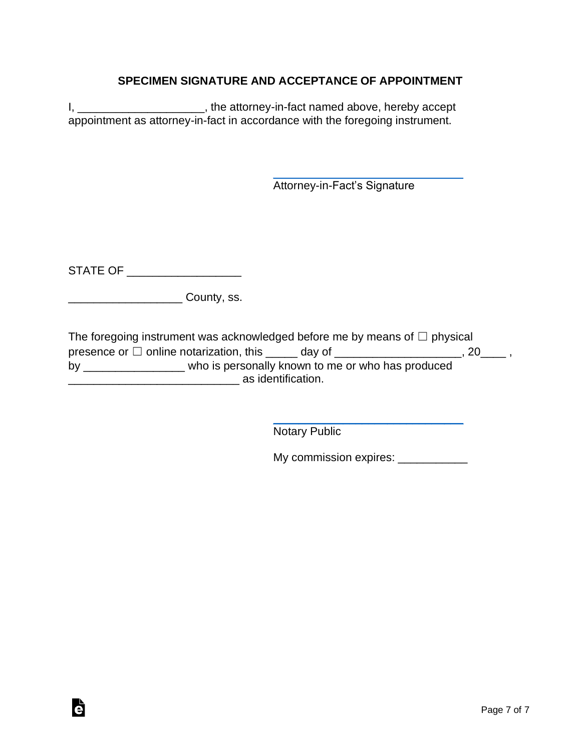## SPECIMEN SIGNATURE AND ACCEPTANCE OF APPOINTMENT

I, ____________________, the attorney-in-fact named above, hereby accept appointment as attorney-in-fact in accordance with the foregoing instrument.

______________________________
Attorney-in-Fact's Signature

STATE OF __________________

__________________ County, ss.

The foregoing instrument was acknowledged before me by means of ☐ physical presence or ☐ online notarization, this _____ day of ____________________, 20____ , by ________________ who is personally known to me or who has produced ___________________________ as identification.

______________________________
Notary Public

My commission expires: ___________